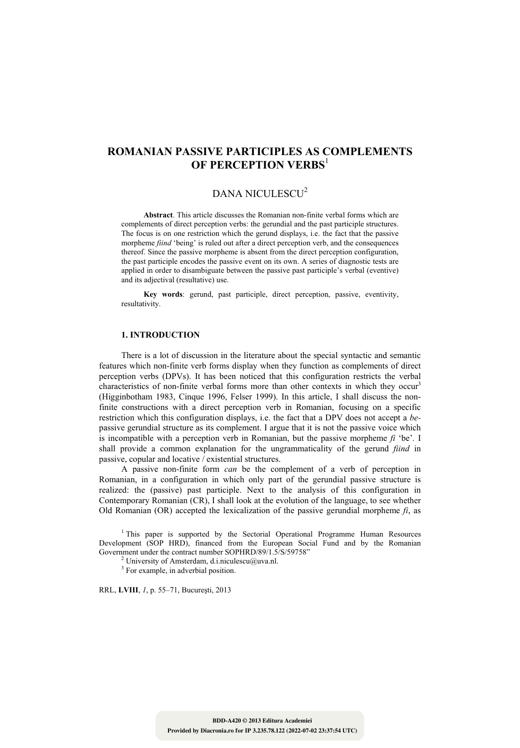# ROMANIAN PASSIVE PARTICIPLES AS COMPLEMENTS OF PERCEPTION VERBS[1]

DANA NICULESCU[2]

**Abstract**. This article discusses the Romanian non-finite verbal forms which are complements of direct perception verbs: the gerundial and the past participle structures. The focus is on one restriction which the gerund displays, i.e. the fact that the passive morpheme *fiind* 'being' is ruled out after a direct perception verb, and the consequences thereof. Since the passive morpheme is absent from the direct perception configuration, the past participle encodes the passive event on its own. A series of diagnostic tests are applied in order to disambiguate between the passive past participle's verbal (eventive) and its adjectival (resultative) use.

**Key words**: gerund, past participle, direct perception, passive, eventivity, resultativity.

## 1. INTRODUCTION

There is a lot of discussion in the literature about the special syntactic and semantic features which non-finite verb forms display when they function as complements of direct perception verbs (DPVs). It has been noticed that this configuration restricts the verbal characteristics of non-finite verbal forms more than other contexts in which they occur[3] (Higginbotham 1983, Cinque 1996, Felser 1999). In this article, I shall discuss the non-finite constructions with a direct perception verb in Romanian, focusing on a specific restriction which this configuration displays, i.e. the fact that a DPV does not accept a *be*-passive gerundial structure as its complement. I argue that it is not the passive voice which is incompatible with a perception verb in Romanian, but the passive morpheme *fi* 'be'. I shall provide a common explanation for the ungrammaticality of the gerund *fiind* in passive, copular and locative / existential structures.

A passive non-finite form *can* be the complement of a verb of perception in Romanian, in a configuration in which only part of the gerundial passive structure is realized: the (passive) past participle. Next to the analysis of this configuration in Contemporary Romanian (CR), I shall look at the evolution of the language, to see whether Old Romanian (OR) accepted the lexicalization of the passive gerundial morpheme *fi*, as

[1] This paper is supported by the Sectorial Operational Programme Human Resources Development (SOP HRD), financed from the European Social Fund and by the Romanian Government under the contract number SOPHRD/89/1.5/S/59758"

[2] University of Amsterdam, d.i.niculescu@uva.nl.

[3] For example, in adverbial position.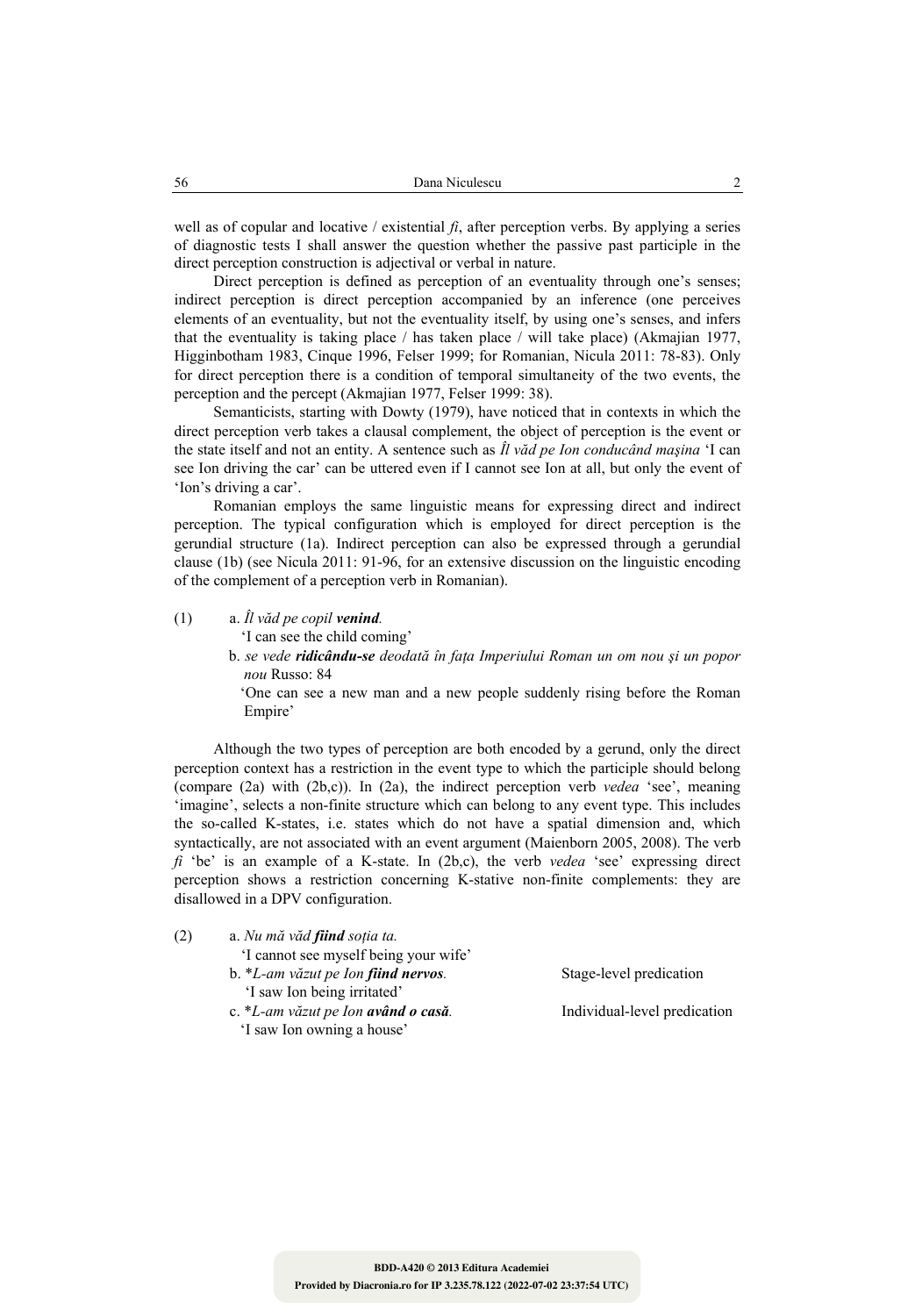well as of copular and locative / existential *fi*, after perception verbs. By applying a series of diagnostic tests I shall answer the question whether the passive past participle in the direct perception construction is adjectival or verbal in nature.

Direct perception is defined as perception of an eventuality through one's senses; indirect perception is direct perception accompanied by an inference (one perceives elements of an eventuality, but not the eventuality itself, by using one's senses, and infers that the eventuality is taking place / has taken place / will take place) (Akmajian 1977, Higginbotham 1983, Cinque 1996, Felser 1999; for Romanian, Nicula 2011: 78-83). Only for direct perception there is a condition of temporal simultaneity of the two events, the perception and the percept (Akmajian 1977, Felser 1999: 38).

Semanticists, starting with Dowty (1979), have noticed that in contexts in which the direct perception verb takes a clausal complement, the object of perception is the event or the state itself and not an entity. A sentence such as *Îl văd pe Ion conducând mașina* 'I can see Ion driving the car' can be uttered even if I cannot see Ion at all, but only the event of 'Ion's driving a car'.

Romanian employs the same linguistic means for expressing direct and indirect perception. The typical configuration which is employed for direct perception is the gerundial structure (1a). Indirect perception can also be expressed through a gerundial clause (1b) (see Nicula 2011: 91-96, for an extensive discussion on the linguistic encoding of the complement of a perception verb in Romanian).

(1) a. *Îl văd pe copil* ***venind****.*
'I can see the child coming'
b. *se vede* ***ridicându-se*** *deodată în fața Imperiului Roman un om nou și un popor nou* Russo: 84
'One can see a new man and a new people suddenly rising before the Roman Empire'

Although the two types of perception are both encoded by a gerund, only the direct perception context has a restriction in the event type to which the participle should belong (compare (2a) with (2b,c)). In (2a), the indirect perception verb *vedea* 'see', meaning 'imagine', selects a non-finite structure which can belong to any event type. This includes the so-called K-states, i.e. states which do not have a spatial dimension and, which syntactically, are not associated with an event argument (Maienborn 2005, 2008). The verb *fi* 'be' is an example of a K-state. In (2b,c), the verb *vedea* 'see' expressing direct perception shows a restriction concerning K-stative non-finite complements: they are disallowed in a DPV configuration.

(2) a. *Nu mă văd* ***fiind*** *soția ta.*
'I cannot see myself being your wife'
b. \**L-am văzut pe Ion* ***fiind nervos****.* Stage-level predication
'I saw Ion being irritated'
c. \**L-am văzut pe Ion* ***având o casă****.* Individual-level predication
'I saw Ion owning a house'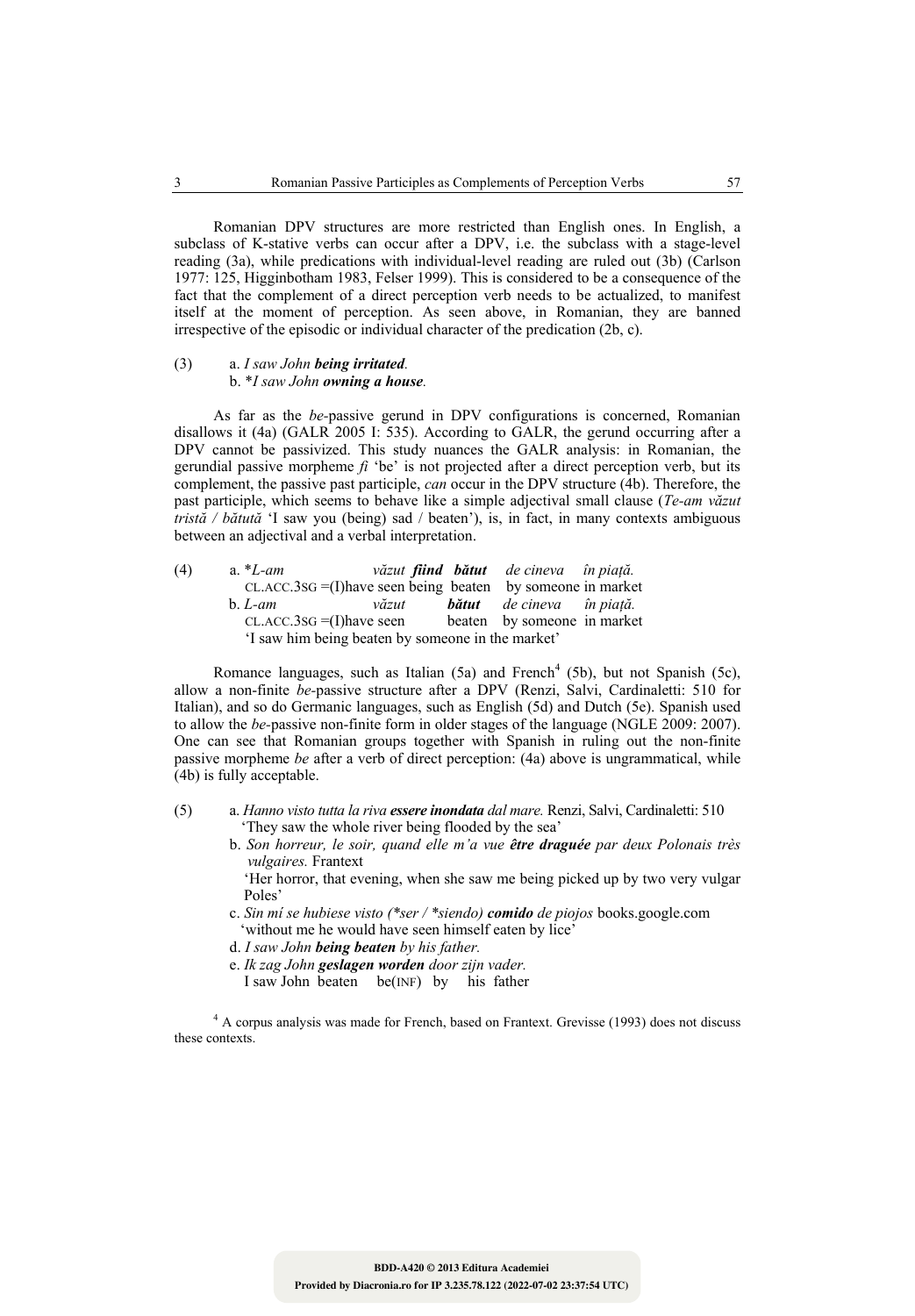Romanian DPV structures are more restricted than English ones. In English, a subclass of K-stative verbs can occur after a DPV, i.e. the subclass with a stage-level reading (3a), while predications with individual-level reading are ruled out (3b) (Carlson 1977: 125, Higginbotham 1983, Felser 1999). This is considered to be a consequence of the fact that the complement of a direct perception verb needs to be actualized, to manifest itself at the moment of perception. As seen above, in Romanian, they are banned irrespective of the episodic or individual character of the predication (2b, c).

(3) a. *I saw John **being irritated**.*
 b. \*I saw John ***owning a house***.

As far as the *be*-passive gerund in DPV configurations is concerned, Romanian disallows it (4a) (GALR 2005 I: 535). According to GALR, the gerund occurring after a DPV cannot be passivized. This study nuances the GALR analysis: in Romanian, the gerundial passive morpheme *fi* 'be' is not projected after a direct perception verb, but its complement, the passive past participle, *can* occur in the DPV structure (4b). Therefore, the past participle, which seems to behave like a simple adjectival small clause (*Te-am văzut tristă / bătută* 'I saw you (being) sad / beaten'), is, in fact, in many contexts ambiguous between an adjectival and a verbal interpretation.

(4) a. \**L-am* *văzut* ***fiind bătut*** *de cineva în piață.*
 CL.ACC.3SG =(I)have seen being beaten by someone in market
 b. *L-am* *văzut* ***bătut*** *de cineva în piață.*
 CL.ACC.3SG =(I)have seen beaten by someone in market
 'I saw him being beaten by someone in the market'

Romance languages, such as Italian (5a) and French[4] (5b), but not Spanish (5c), allow a non-finite *be*-passive structure after a DPV (Renzi, Salvi, Cardinaletti: 510 for Italian), and so do Germanic languages, such as English (5d) and Dutch (5e). Spanish used to allow the *be*-passive non-finite form in older stages of the language (NGLE 2009: 2007). One can see that Romanian groups together with Spanish in ruling out the non-finite passive morpheme *be* after a verb of direct perception: (4a) above is ungrammatical, while (4b) is fully acceptable.

(5) a. *Hanno visto tutta la riva **essere inondata** dal mare.* Renzi, Salvi, Cardinaletti: 510
 'They saw the whole river being flooded by the sea'
 b. *Son horreur, le soir, quand elle m'a vue **être draguée** par deux Polonais très vulgaires.* Frantext
 'Her horror, that evening, when she saw me being picked up by two very vulgar Poles'
 c. *Sin mí se hubiese visto (\*ser / \*siendo) **comido** de piojos* books.google.com
 'without me he would have seen himself eaten by lice'
 d. *I saw John **being beaten** by his father.*
 e. *Ik zag John **geslagen worden** door zijn vader.*
 I saw John beaten be(INF) by his father

[4] A corpus analysis was made for French, based on Frantext. Grevisse (1993) does not discuss these contexts.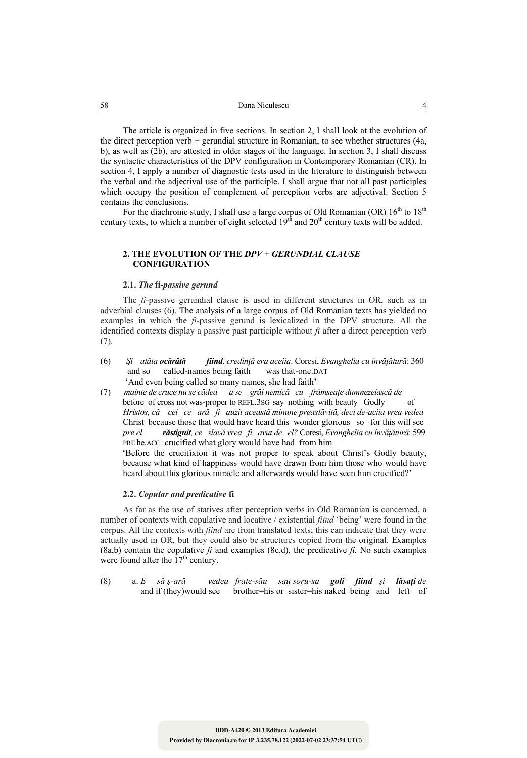The article is organized in five sections. In section 2, I shall look at the evolution of the direct perception verb + gerundial structure in Romanian, to see whether structures (4a, b), as well as (2b), are attested in older stages of the language. In section 3, I shall discuss the syntactic characteristics of the DPV configuration in Contemporary Romanian (CR). In section 4, I apply a number of diagnostic tests used in the literature to distinguish between the verbal and the adjectival use of the participle. I shall argue that not all past participles which occupy the position of complement of perception verbs are adjectival. Section 5 contains the conclusions.

For the diachronic study, I shall use a large corpus of Old Romanian (OR) 16th to 18th century texts, to which a number of eight selected 19th and 20th century texts will be added.

## 2. THE EVOLUTION OF THE *DPV + GERUNDIAL CLAUSE* CONFIGURATION

### 2.1. *The* fi-*passive gerund*

The *fi*-passive gerundial clause is used in different structures in OR, such as in adverbial clauses (6). The analysis of a large corpus of Old Romanian texts has yielded no examples in which the *fi*-passive gerund is lexicalized in the DPV structure. All the identified contexts display a passive past participle without *fi* after a direct perception verb (7).

(6) *Şi atâta* ***ocărâtă fiind****, credinţă era aceiia*. Coresi, *Evanghelia cu învăţătură*: 360
and so called-names being faith was that-one.DAT
'And even being called so many names, she had faith'

(7) *mainte de cruce nu se cădea a se grăi nemică cu frâmseaţe dumnezeiască de Hristos, că cei ce ară fi auzit această minune preaslăvită, deci de-aciia vrea vedea pre el* ***răstignit****, ce slavă vrea fi avut de el?* Coresi, *Evanghelia cu învăţătură*: 599
before of cross not was-proper to REFL.3SG say nothing with beauty Godly of Christ because those that would have heard this wonder glorious so for this will see PRE he.ACC crucified what glory would have had from him
'Before the crucifixion it was not proper to speak about Christ's Godly beauty, because what kind of happiness would have drawn from him those who would have heard about this glorious miracle and afterwards would have seen him crucified?'

### 2.2. *Copular and predicative* fi

As far as the use of statives after perception verbs in Old Romanian is concerned, a number of contexts with copulative and locative / existential *fiind* 'being' were found in the corpus. All the contexts with *fiind* are from translated texts; this can indicate that they were actually used in OR, but they could also be structures copied from the original. Examples (8a,b) contain the copulative *fi* and examples (8c,d), the predicative *fi.* No such examples were found after the 17th century.

(8) a. *E să ş-ară vedea frate-său sau soru-sa* ***goli fiind*** *şi* ***lăsaţi*** *de*
and if (they)would see brother=his or sister=his naked being and left of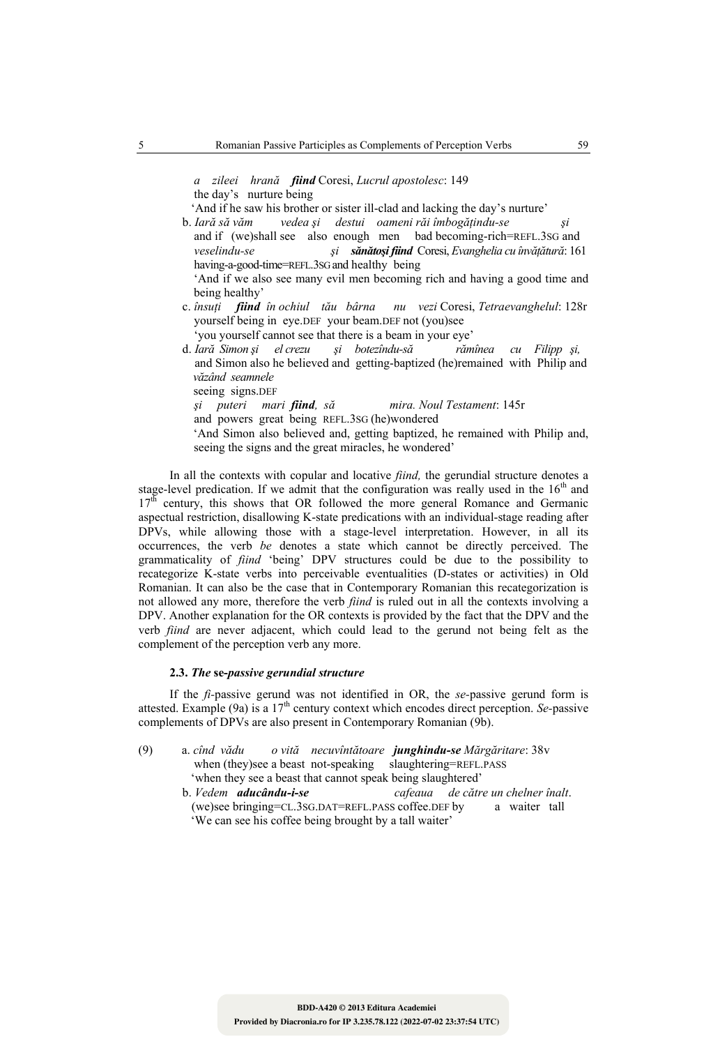*a zileei hrană* ***fiind*** Coresi, *Lucrul apostolesc*: 149
the day's nurture being
'And if he saw his brother or sister ill-clad and lacking the day's nurture'

b. *Iară să văm vedea şi destui oameni răi îmbogăţindu-se şi*
and if (we)shall see also enough men bad becoming-rich=REFL.3SG and
*veselindu-se şi* ***sănătoşi fiind*** Coresi, *Evanghelia cu învăţătură*: 161
having-a-good-time=REFL.3SG and healthy being
'And if we also see many evil men becoming rich and having a good time and being healthy'

c. *însuţi* ***fiind*** *în ochiul tău bârna nu vezi* Coresi, *Tetraevanghelul*: 128r
yourself being in eye.DEF your beam.DEF not (you)see
'you yourself cannot see that there is a beam in your eye'

d. *Iară Simon şi el crezu şi botezîndu-să rămînea cu Filipp şi,*
and Simon also he believed and getting-baptized (he)remained with Philip and
*văzând seamnele*
seeing signs.DEF
*şi puteri mari* ***fiind****, să mira. Noul Testament*: 145r
and powers great being REFL.3SG (he)wondered
'And Simon also believed and, getting baptized, he remained with Philip and, seeing the signs and the great miracles, he wondered'

In all the contexts with copular and locative *fiind,* the gerundial structure denotes a stage-level predication. If we admit that the configuration was really used in the 16th and 17th century, this shows that OR followed the more general Romance and Germanic aspectual restriction, disallowing K-state predications with an individual-stage reading after DPVs, while allowing those with a stage-level interpretation. However, in all its occurrences, the verb *be* denotes a state which cannot be directly perceived. The grammaticality of *fiind* 'being' DPV structures could be due to the possibility to recategorize K-state verbs into perceivable eventualities (D-states or activities) in Old Romanian. It can also be the case that in Contemporary Romanian this recategorization is not allowed any more, therefore the verb *fiind* is ruled out in all the contexts involving a DPV. Another explanation for the OR contexts is provided by the fact that the DPV and the verb *fiind* are never adjacent, which could lead to the gerund not being felt as the complement of the perception verb any more.

### 2.3. *The* se-*passive gerundial structure*

If the *fi*-passive gerund was not identified in OR, the *se*-passive gerund form is attested. Example (9a) is a 17th century context which encodes direct perception. *Se*-passive complements of DPVs are also present in Contemporary Romanian (9b).

(9) a. *cînd vădu o vită necuvîntătoare* ***junghindu-se*** *Mărgăritare*: 38v
when (they)see a beast not-speaking slaughtering=REFL.PASS
'when they see a beast that cannot speak being slaughtered'

b. *Vedem* ***aducându-i-se*** *cafeaua de către un chelner înalt*.
(we)see bringing=CL.3SG.DAT=REFL.PASS coffee.DEF by a waiter tall
'We can see his coffee being brought by a tall waiter'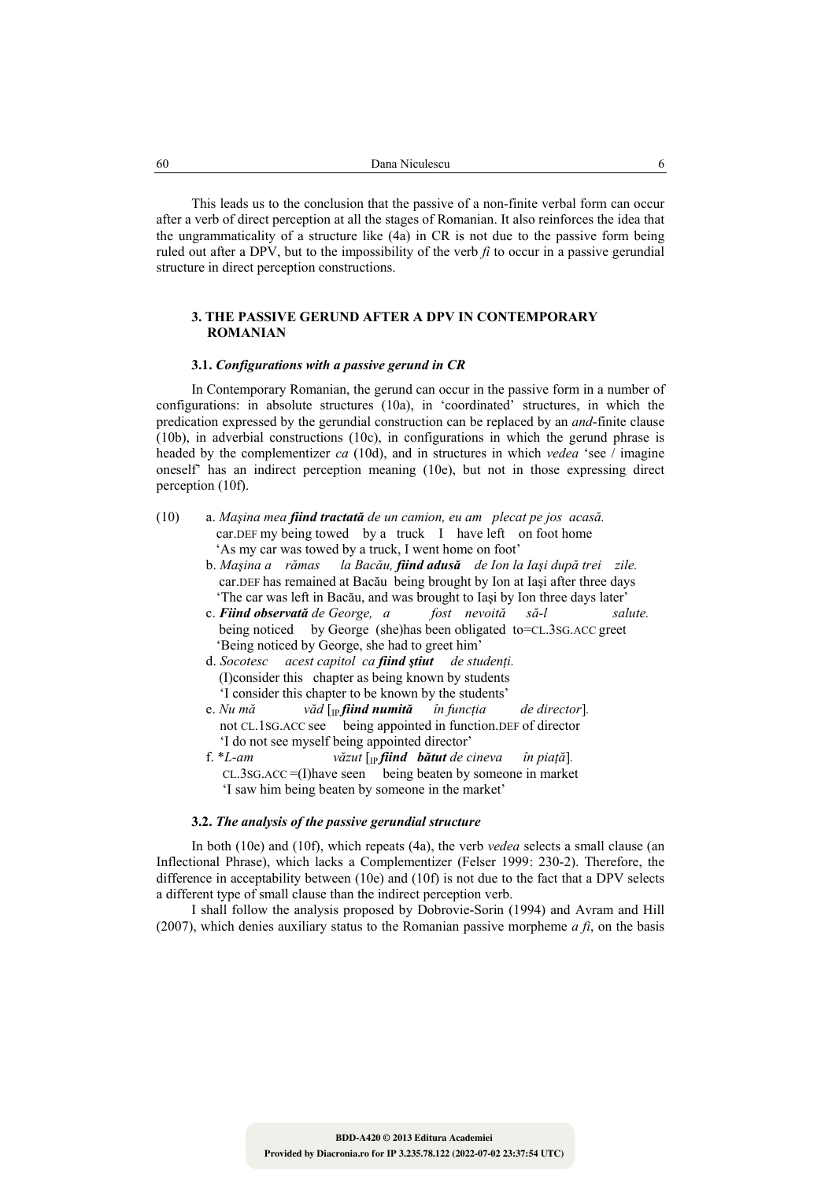This leads us to the conclusion that the passive of a non-finite verbal form can occur after a verb of direct perception at all the stages of Romanian. It also reinforces the idea that the ungrammaticality of a structure like (4a) in CR is not due to the passive form being ruled out after a DPV, but to the impossibility of the verb *fi* to occur in a passive gerundial structure in direct perception constructions.

## 3. THE PASSIVE GERUND AFTER A DPV IN CONTEMPORARY ROMANIAN

### 3.1. *Configurations with a passive gerund in CR*

In Contemporary Romanian, the gerund can occur in the passive form in a number of configurations: in absolute structures (10a), in 'coordinated' structures, in which the predication expressed by the gerundial construction can be replaced by an *and*-finite clause (10b), in adverbial constructions (10c), in configurations in which the gerund phrase is headed by the complementizer *ca* (10d), and in structures in which *vedea* 'see / imagine oneself' has an indirect perception meaning (10e), but not in those expressing direct perception (10f).

(10) a. *Maşina mea **fiind tractată** de un camion, eu am plecat pe jos acasă.*
car.DEF my being towed by a truck I have left on foot home
'As my car was towed by a truck, I went home on foot'

b. *Maşina a rămas la Bacău, **fiind adusă** de Ion la Iaşi după trei zile.*
car.DEF has remained at Bacău being brought by Ion at Iaşi after three days
'The car was left in Bacău, and was brought to Iaşi by Ion three days later'

c. ***Fiind observată** de George, a fost nevoită să-l salute.*
being noticed by George (she)has been obligated to=CL.3SG.ACC greet
'Being noticed by George, she had to greet him'

d. *Socotesc acest capitol ca **fiind ştiut** de studenţi.*
(I)consider this chapter as being known by students
'I consider this chapter to be known by the students'

e. *Nu mă văd [IP **fiind numită** în funcţia de director].*
not CL.1SG.ACC see being appointed in function.DEF of director
'I do not see myself being appointed director'

f. \**L-am văzut [IP **fiind bătut** de cineva în piaţă].*
CL.3SG.ACC =(I)have seen being beaten by someone in market
'I saw him being beaten by someone in the market'

### 3.2. *The analysis of the passive gerundial structure*

In both (10e) and (10f), which repeats (4a), the verb *vedea* selects a small clause (an Inflectional Phrase), which lacks a Complementizer (Felser 1999: 230-2). Therefore, the difference in acceptability between (10e) and (10f) is not due to the fact that a DPV selects a different type of small clause than the indirect perception verb.

I shall follow the analysis proposed by Dobrovie-Sorin (1994) and Avram and Hill (2007), which denies auxiliary status to the Romanian passive morpheme *a fi*, on the basis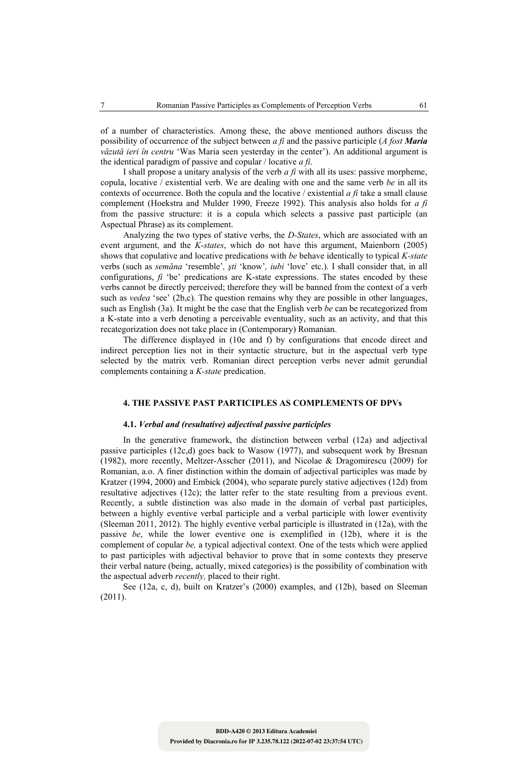of a number of characteristics. Among these, the above mentioned authors discuss the possibility of occurrence of the subject between *a fi* and the passive participle (*A fost **Maria** văzută ieri în centru* 'Was Maria seen yesterday in the center'). An additional argument is the identical paradigm of passive and copular / locative *a fi*.

I shall propose a unitary analysis of the verb *a fi* with all its uses: passive morpheme, copula, locative / existential verb. We are dealing with one and the same verb *be* in all its contexts of occurrence. Both the copula and the locative / existential *a fi* take a small clause complement (Hoekstra and Mulder 1990, Freeze 1992). This analysis also holds for *a fi* from the passive structure: it is a copula which selects a passive past participle (an Aspectual Phrase) as its complement.

Analyzing the two types of stative verbs, the *D-States*, which are associated with an event argument, and the *K-states*, which do not have this argument, Maienborn (2005) shows that copulative and locative predications with *be* behave identically to typical *K-state* verbs (such as *semăna* 'resemble', *ști* 'know', *iubi* 'love' etc.). I shall consider that, in all configurations, *fi* 'be' predications are K-state expressions. The states encoded by these verbs cannot be directly perceived; therefore they will be banned from the context of a verb such as *vedea* 'see' (2b,c). The question remains why they are possible in other languages, such as English (3a). It might be the case that the English verb *be* can be recategorized from a K-state into a verb denoting a perceivable eventuality, such as an activity, and that this recategorization does not take place in (Contemporary) Romanian.

The difference displayed in (10e and f) by configurations that encode direct and indirect perception lies not in their syntactic structure, but in the aspectual verb type selected by the matrix verb. Romanian direct perception verbs never admit gerundial complements containing a *K-state* predication.

## 4. THE PASSIVE PAST PARTICIPLES AS COMPLEMENTS OF DPVs

### 4.1. *Verbal and (resultative) adjectival passive participles*

In the generative framework, the distinction between verbal (12a) and adjectival passive participles (12c,d) goes back to Wasow (1977), and subsequent work by Bresnan (1982), more recently, Meltzer-Asscher (2011), and Nicolae & Dragomirescu (2009) for Romanian, a.o. A finer distinction within the domain of adjectival participles was made by Kratzer (1994, 2000) and Embick (2004), who separate purely stative adjectives (12d) from resultative adjectives (12c); the latter refer to the state resulting from a previous event. Recently, a subtle distinction was also made in the domain of verbal past participles, between a highly eventive verbal participle and a verbal participle with lower eventivity (Sleeman 2011, 2012). The highly eventive verbal participle is illustrated in (12a), with the passive *be*, while the lower eventive one is exemplified in (12b), where it is the complement of copular *be,* a typical adjectival context. One of the tests which were applied to past participles with adjectival behavior to prove that in some contexts they preserve their verbal nature (being, actually, mixed categories) is the possibility of combination with the aspectual adverb *recently,* placed to their right.

See (12a, c, d), built on Kratzer's (2000) examples, and (12b), based on Sleeman (2011).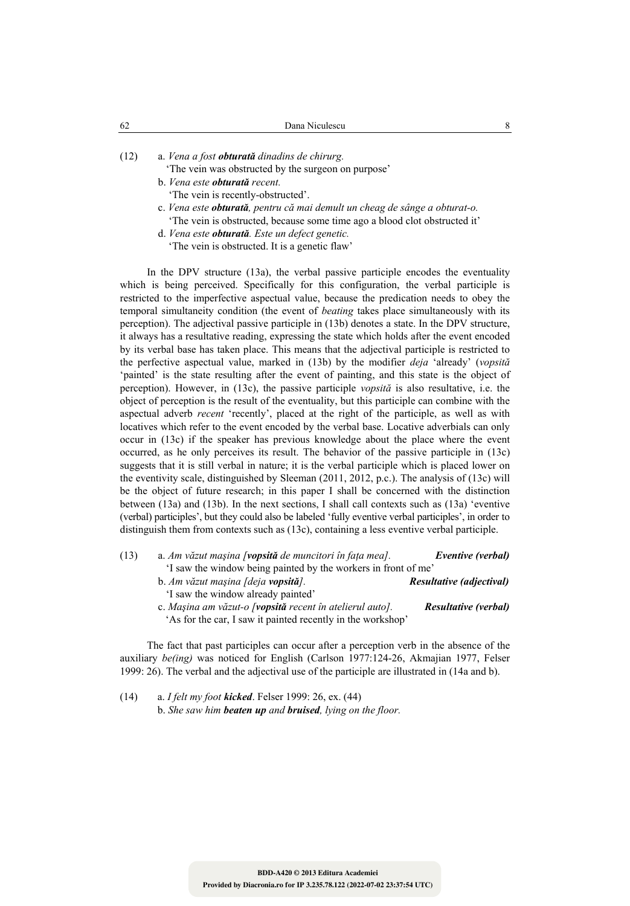(12) a. *Vena a fost **obturată** dinadins de chirurg.*
'The vein was obstructed by the surgeon on purpose'
b. *Vena este **obturată** recent.*
'The vein is recently-obstructed'.
c. *Vena este **obturată**, pentru că mai demult un cheag de sânge a obturat-o.*
'The vein is obstructed, because some time ago a blood clot obstructed it'
d. *Vena este **obturată**. Este un defect genetic.*
'The vein is obstructed. It is a genetic flaw'

In the DPV structure (13a), the verbal passive participle encodes the eventuality which is being perceived. Specifically for this configuration, the verbal participle is restricted to the imperfective aspectual value, because the predication needs to obey the temporal simultaneity condition (the event of *beating* takes place simultaneously with its perception). The adjectival passive participle in (13b) denotes a state. In the DPV structure, it always has a resultative reading, expressing the state which holds after the event encoded by its verbal base has taken place. This means that the adjectival participle is restricted to the perfective aspectual value, marked in (13b) by the modifier *deja* 'already' (*vopsită* 'painted' is the state resulting after the event of painting, and this state is the object of perception). However, in (13c), the passive participle *vopsită* is also resultative, i.e. the object of perception is the result of the eventuality, but this participle can combine with the aspectual adverb *recent* 'recently', placed at the right of the participle, as well as with locatives which refer to the event encoded by the verbal base. Locative adverbials can only occur in (13c) if the speaker has previous knowledge about the place where the event occurred, as he only perceives its result. The behavior of the passive participle in (13c) suggests that it is still verbal in nature; it is the verbal participle which is placed lower on the eventivity scale, distinguished by Sleeman (2011, 2012, p.c.). The analysis of (13c) will be the object of future research; in this paper I shall be concerned with the distinction between (13a) and (13b). In the next sections, I shall call contexts such as (13a) 'eventive (verbal) participles', but they could also be labeled 'fully eventive verbal participles', in order to distinguish them from contexts such as (13c), containing a less eventive verbal participle.

(13) a. *Am văzut mașina [**vopsită** de muncitori în fața mea].* ***Eventive (verbal)***
'I saw the window being painted by the workers in front of me'
b. *Am văzut mașina [deja **vopsită**].* ***Resultative (adjectival)***
'I saw the window already painted'
c. *Mașina am văzut-o [**vopsită** recent în atelierul auto].* ***Resultative (verbal)***
'As for the car, I saw it painted recently in the workshop'

The fact that past participles can occur after a perception verb in the absence of the auxiliary *be(ing)* was noticed for English (Carlson 1977:124-26, Akmajian 1977, Felser 1999: 26). The verbal and the adjectival use of the participle are illustrated in (14a and b).

(14) a. *I felt my foot **kicked***. Felser 1999: 26, ex. (44)
b. *She saw him **beaten up** and **bruised**, lying on the floor.*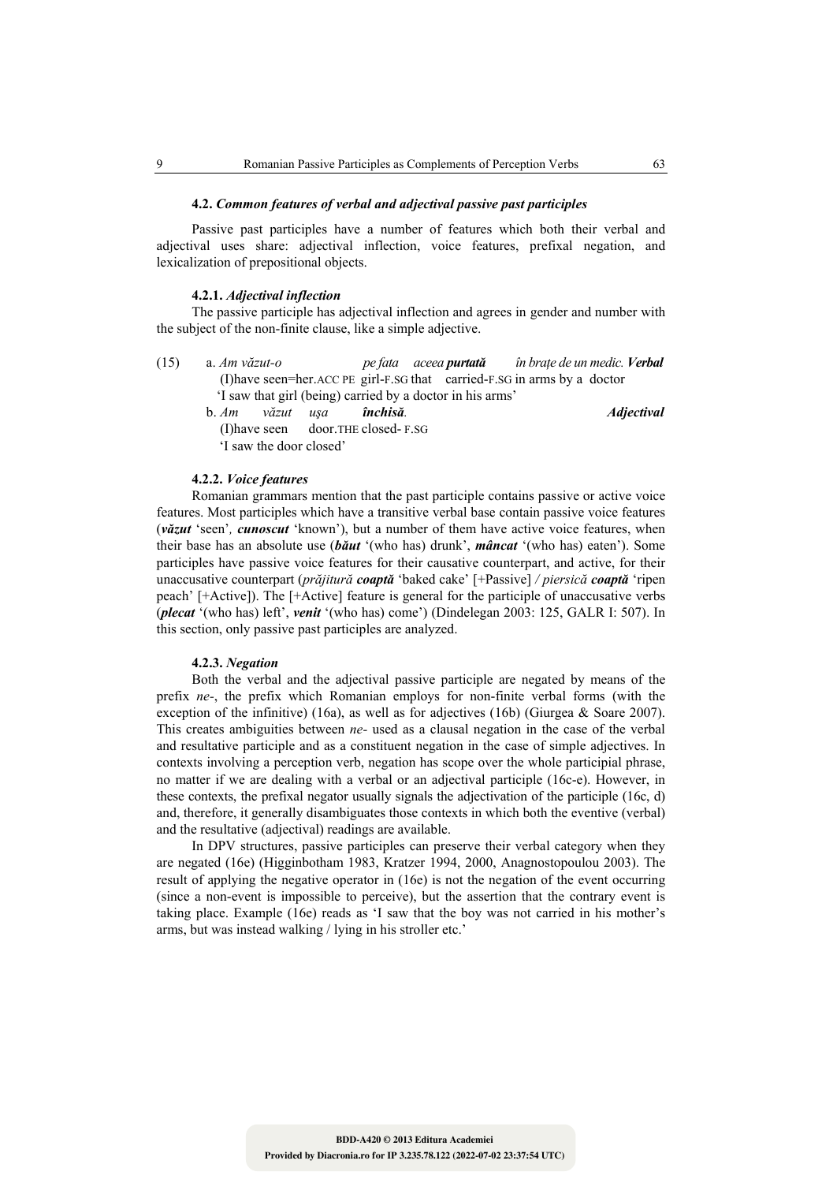#### 4.2. *Common features of verbal and adjectival passive past participles*

Passive past participles have a number of features which both their verbal and adjectival uses share: adjectival inflection, voice features, prefixal negation, and lexicalization of prepositional objects.

#### 4.2.1. *Adjectival inflection*

The passive participle has adjectival inflection and agrees in gender and number with the subject of the non-finite clause, like a simple adjective.

(15) a. *Am văzut-o pe fata aceea* ***purtată*** *în brațe de un medic.* ***Verbal***
(I)have seen=her.ACC PE girl-F.SG that carried-F.SG in arms by a doctor
'I saw that girl (being) carried by a doctor in his arms'

b. *Am văzut ușa* ***închisă****.* ***Adjectival***
(I)have seen door.THE closed- F.SG
'I saw the door closed'

#### 4.2.2. *Voice features*

Romanian grammars mention that the past participle contains passive or active voice features. Most participles which have a transitive verbal base contain passive voice features (***văzut*** 'seen', ***cunoscut*** 'known'), but a number of them have active voice features, when their base has an absolute use (***băut*** '(who has) drunk', ***mâncat*** '(who has) eaten'). Some participles have passive voice features for their causative counterpart, and active, for their unaccusative counterpart (*prăjitură* ***coaptă*** 'baked cake' [+Passive] */ piersică* ***coaptă*** 'ripen peach' [+Active]). The [+Active] feature is general for the participle of unaccusative verbs (***plecat*** '(who has) left', ***venit*** '(who has) come') (Dindelegan 2003: 125, GALR I: 507). In this section, only passive past participles are analyzed.

#### 4.2.3. *Negation*

Both the verbal and the adjectival passive participle are negated by means of the prefix *ne-*, the prefix which Romanian employs for non-finite verbal forms (with the exception of the infinitive) (16a), as well as for adjectives (16b) (Giurgea & Soare 2007). This creates ambiguities between *ne-* used as a clausal negation in the case of the verbal and resultative participle and as a constituent negation in the case of simple adjectives. In contexts involving a perception verb, negation has scope over the whole participial phrase, no matter if we are dealing with a verbal or an adjectival participle (16c-e). However, in these contexts, the prefixal negator usually signals the adjectivation of the participle (16c, d) and, therefore, it generally disambiguates those contexts in which both the eventive (verbal) and the resultative (adjectival) readings are available.

In DPV structures, passive participles can preserve their verbal category when they are negated (16e) (Higginbotham 1983, Kratzer 1994, 2000, Anagnostopoulou 2003). The result of applying the negative operator in (16e) is not the negation of the event occurring (since a non-event is impossible to perceive), but the assertion that the contrary event is taking place. Example (16e) reads as 'I saw that the boy was not carried in his mother's arms, but was instead walking / lying in his stroller etc.'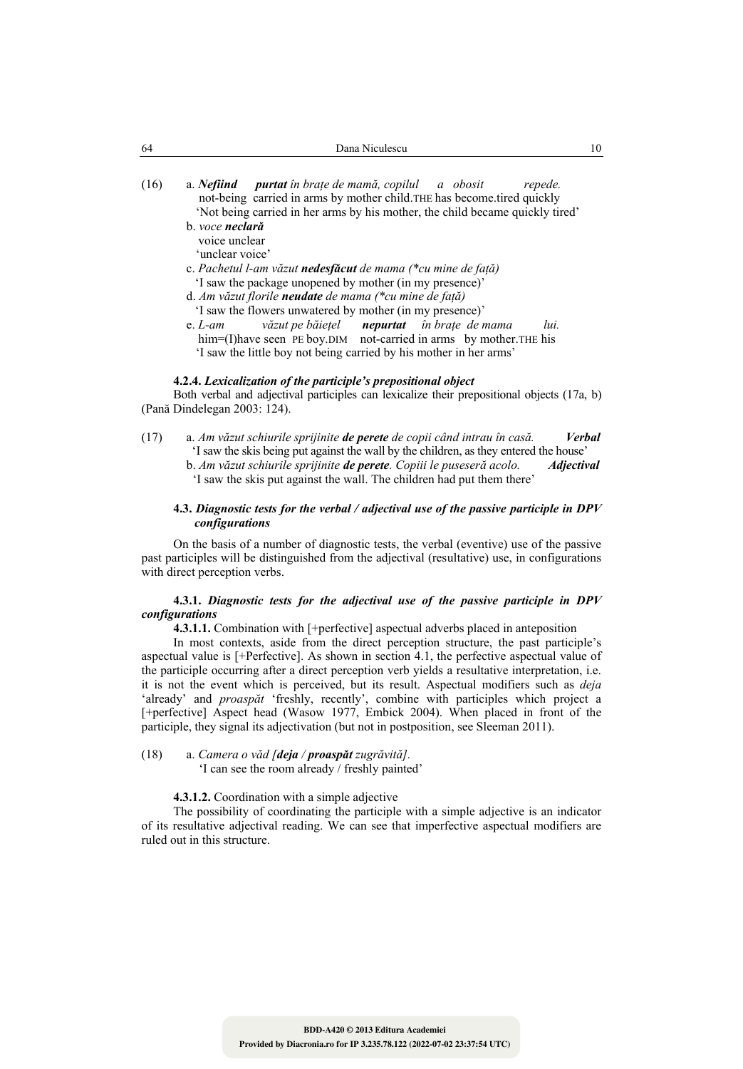(16) a. ***Nefiind purtat*** *în brațe de mamă, copilul a obosit repede.*
   not-being carried in arms by mother child.THE has become.tired quickly
   'Not being carried in her arms by his mother, the child became quickly tired'

   b. *voce* ***neclară***
   voice unclear
   'unclear voice'

   c. *Pachetul l-am văzut* ***nedesfăcut*** *de mama (\*cu mine de față)*
   'I saw the package unopened by mother (in my presence)'

   d. *Am văzut florile* ***neudate*** *de mama (\*cu mine de față)*
   'I saw the flowers unwatered by mother (in my presence)'

   e. *L-am văzut pe băiețel* ***nepurtat*** *în brațe de mama lui.*
   him=(I)have seen PE boy.DIM not-carried in arms by mother.THE his
   'I saw the little boy not being carried by his mother in her arms'

#### 4.2.4. *Lexicalization of the participle's prepositional object*

Both verbal and adjectival participles can lexicalize their prepositional objects (17a, b) (Pană Dindelegan 2003: 124).

(17) a. *Am văzut schiurile sprijinite* ***de perete*** *de copii când intrau în casă.* ***Verbal***
   'I saw the skis being put against the wall by the children, as they entered the house'

   b. *Am văzut schiurile sprijinite* ***de perete****. Copiii le puseseră acolo.* ***Adjectival***
   'I saw the skis put against the wall. The children had put them there'

### 4.3. *Diagnostic tests for the verbal / adjectival use of the passive participle in DPV configurations*

On the basis of a number of diagnostic tests, the verbal (eventive) use of the passive past participles will be distinguished from the adjectival (resultative) use, in configurations with direct perception verbs.

#### 4.3.1. *Diagnostic tests for the adjectival use of the passive participle in DPV configurations*

**4.3.1.1.** Combination with [+perfective] aspectual adverbs placed in anteposition

In most contexts, aside from the direct perception structure, the past participle's aspectual value is [+Perfective]. As shown in section 4.1, the perfective aspectual value of the participle occurring after a direct perception verb yields a resultative interpretation, i.e. it is not the event which is perceived, but its result. Aspectual modifiers such as *deja* 'already' and *proaspăt* 'freshly, recently', combine with participles which project a [+perfective] Aspect head (Wasow 1977, Embick 2004). When placed in front of the participle, they signal its adjectivation (but not in postposition, see Sleeman 2011).

(18) a. *Camera o văd [**deja** / **proaspăt** zugrăvită].*
   'I can see the room already / freshly painted'

**4.3.1.2.** Coordination with a simple adjective

The possibility of coordinating the participle with a simple adjective is an indicator of its resultative adjectival reading. We can see that imperfective aspectual modifiers are ruled out in this structure.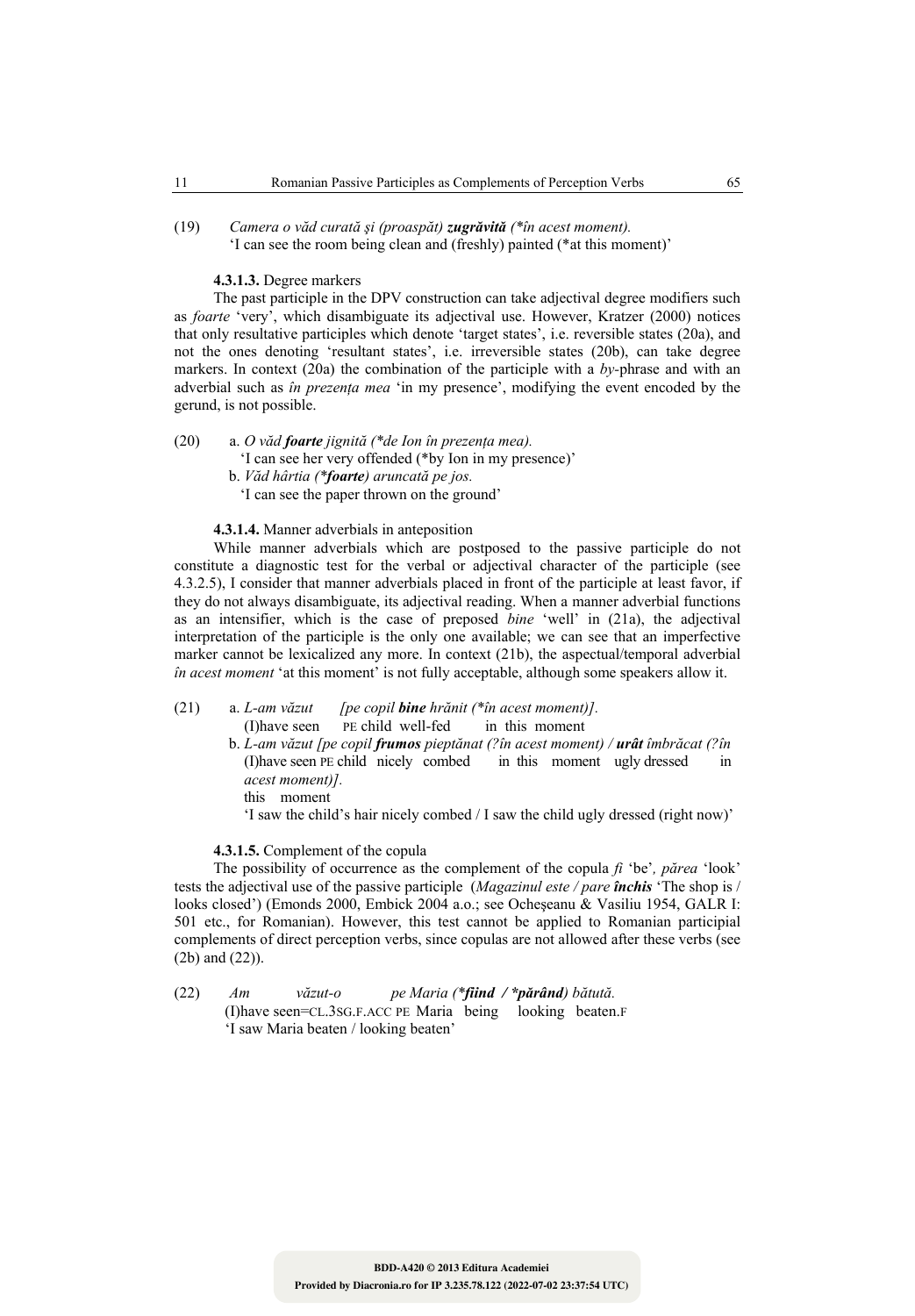(19) *Camera o văd curată şi (proaspăt) **zugrăvită** (\*în acest moment).*
'I can see the room being clean and (freshly) painted (\*at this moment)'

**4.3.1.3.** Degree markers

The past participle in the DPV construction can take adjectival degree modifiers such as *foarte* 'very', which disambiguate its adjectival use. However, Kratzer (2000) notices that only resultative participles which denote 'target states', i.e. reversible states (20a), and not the ones denoting 'resultant states', i.e. irreversible states (20b), can take degree markers. In context (20a) the combination of the participle with a *by*-phrase and with an adverbial such as *în prezenţa mea* 'in my presence', modifying the event encoded by the gerund, is not possible.

(20) a. *O văd **foarte** jignită (\*de Ion în prezenţa mea).*
'I can see her very offended (\*by Ion in my presence)'
b. *Văd hârtia (\***foarte**) aruncată pe jos.*
'I can see the paper thrown on the ground'

**4.3.1.4.** Manner adverbials in anteposition

While manner adverbials which are postposed to the passive participle do not constitute a diagnostic test for the verbal or adjectival character of the participle (see 4.3.2.5), I consider that manner adverbials placed in front of the participle at least favor, if they do not always disambiguate, its adjectival reading. When a manner adverbial functions as an intensifier, which is the case of preposed *bine* 'well' in (21a), the adjectival interpretation of the participle is the only one available; we can see that an imperfective marker cannot be lexicalized any more. In context (21b), the aspectual/temporal adverbial *în acest moment* 'at this moment' is not fully acceptable, although some speakers allow it.

(21) a. *L-am văzut [pe copil **bine** hrănit (\*în acest moment)].*
(I)have seen PE child well-fed in this moment
b. *L-am văzut [pe copil **frumos** pieptănat (?în acest moment) / **urât** îmbrăcat (?în acest moment)].*
(I)have seen PE child nicely combed in this moment ugly dressed in this moment
'I saw the child's hair nicely combed / I saw the child ugly dressed (right now)'

**4.3.1.5.** Complement of the copula

The possibility of occurrence as the complement of the copula *fi* 'be', *părea* 'look' tests the adjectival use of the passive participle (*Magazinul este / pare **închis*** 'The shop is / looks closed') (Emonds 2000, Embick 2004 a.o.; see Ocheşeanu & Vasiliu 1954, GALR I: 501 etc., for Romanian). However, this test cannot be applied to Romanian participial complements of direct perception verbs, since copulas are not allowed after these verbs (see (2b) and (22)).

(22) *Am văzut-o pe Maria (\***fiind** / \***părând**) bătută.*
(I)have seen=CL.3SG.F.ACC PE Maria being looking beaten.F
'I saw Maria beaten / looking beaten'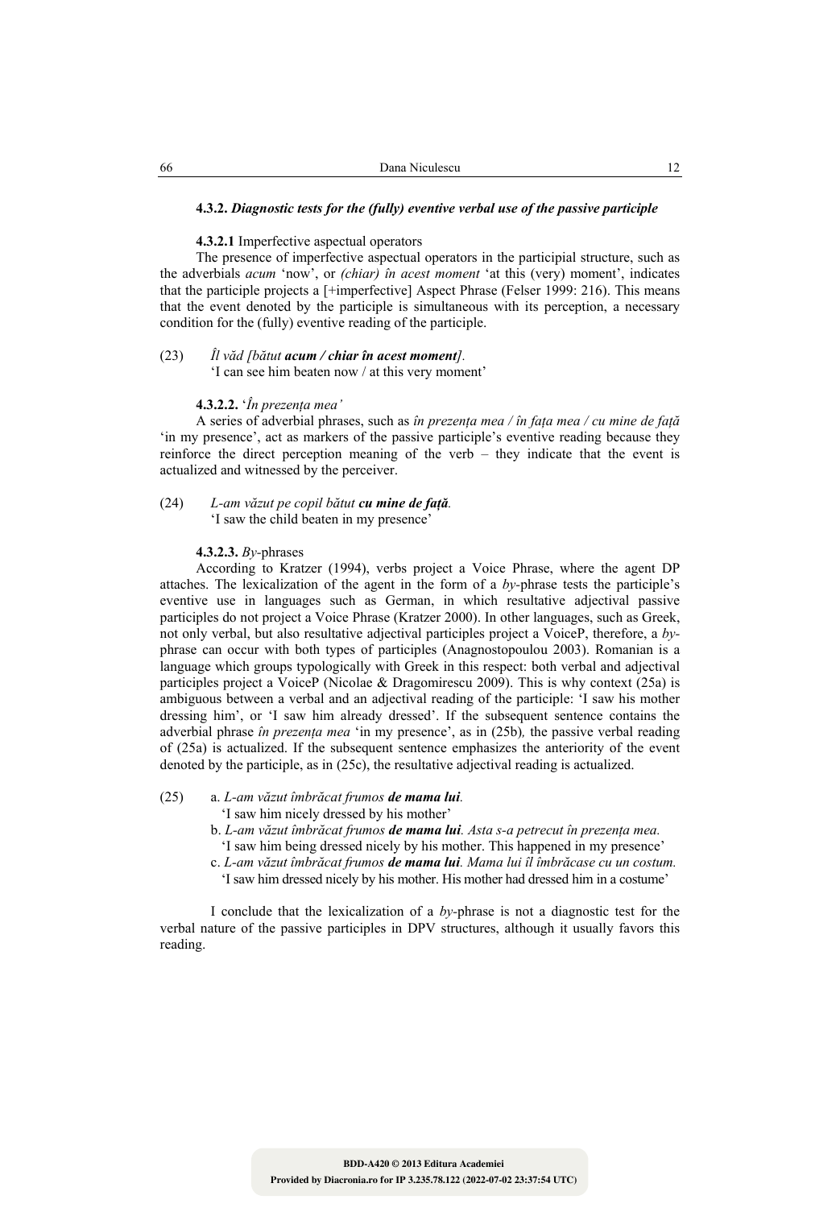#### 4.3.2. *Diagnostic tests for the (fully) eventive verbal use of the passive participle*

**4.3.2.1** Imperfective aspectual operators

The presence of imperfective aspectual operators in the participial structure, such as the adverbials *acum* 'now', or *(chiar) în acest moment* 'at this (very) moment', indicates that the participle projects a [+imperfective] Aspect Phrase (Felser 1999: 216). This means that the event denoted by the participle is simultaneous with its perception, a necessary condition for the (fully) eventive reading of the participle.

(23) *Îl văd [bătut **acum / chiar în acest moment**].*
'I can see him beaten now / at this very moment'

**4.3.2.2.** '*În prezența mea'*

A series of adverbial phrases, such as *în prezența mea / în fața mea / cu mine de față* 'in my presence', act as markers of the passive participle's eventive reading because they reinforce the direct perception meaning of the verb – they indicate that the event is actualized and witnessed by the perceiver.

(24) *L-am văzut pe copil bătut **cu mine de față**.*
'I saw the child beaten in my presence'

**4.3.2.3.** *By*-phrases

According to Kratzer (1994), verbs project a Voice Phrase, where the agent DP attaches. The lexicalization of the agent in the form of a *by*-phrase tests the participle's eventive use in languages such as German, in which resultative adjectival passive participles do not project a Voice Phrase (Kratzer 2000). In other languages, such as Greek, not only verbal, but also resultative adjectival participles project a VoiceP, therefore, a *by*-phrase can occur with both types of participles (Anagnostopoulou 2003). Romanian is a language which groups typologically with Greek in this respect: both verbal and adjectival participles project a VoiceP (Nicolae & Dragomirescu 2009). This is why context (25a) is ambiguous between a verbal and an adjectival reading of the participle: 'I saw his mother dressing him', or 'I saw him already dressed'. If the subsequent sentence contains the adverbial phrase *în prezența mea* 'in my presence', as in (25b), the passive verbal reading of (25a) is actualized. If the subsequent sentence emphasizes the anteriority of the event denoted by the participle, as in (25c), the resultative adjectival reading is actualized.

(25) a. *L-am văzut îmbrăcat frumos **de mama lui**.*
'I saw him nicely dressed by his mother'
b. *L-am văzut îmbrăcat frumos **de mama lui**. Asta s-a petrecut în prezența mea.*
'I saw him being dressed nicely by his mother. This happened in my presence'
c. *L-am văzut îmbrăcat frumos **de mama lui**. Mama lui îl îmbrăcase cu un costum.*
'I saw him dressed nicely by his mother. His mother had dressed him in a costume'

I conclude that the lexicalization of a *by*-phrase is not a diagnostic test for the verbal nature of the passive participles in DPV structures, although it usually favors this reading.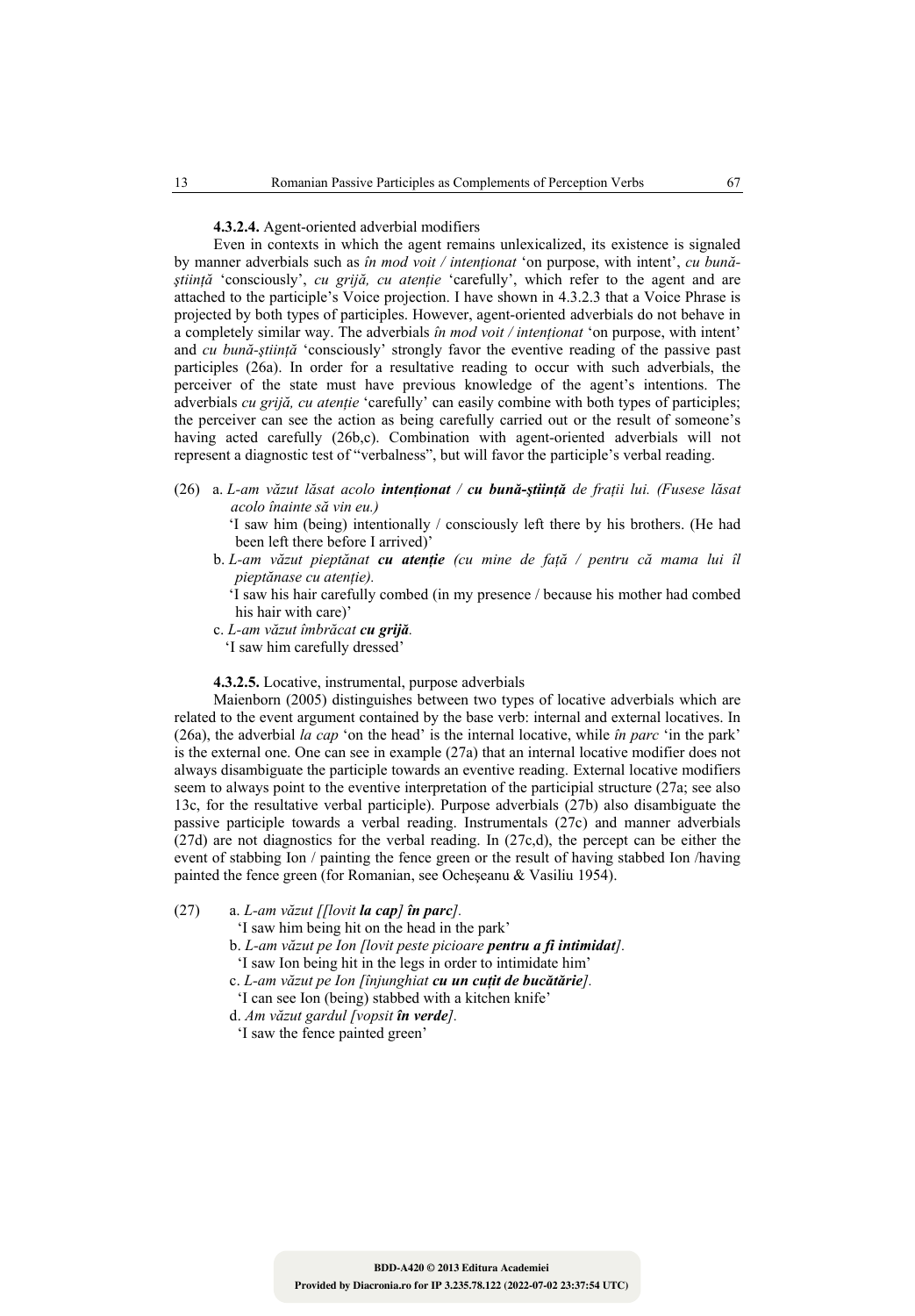**4.3.2.4.** Agent-oriented adverbial modifiers

Even in contexts in which the agent remains unlexicalized, its existence is signaled by manner adverbials such as *în mod voit / intenționat* 'on purpose, with intent', *cu bună-știință* 'consciously', *cu grijă, cu atenție* 'carefully', which refer to the agent and are attached to the participle's Voice projection. I have shown in 4.3.2.3 that a Voice Phrase is projected by both types of participles. However, agent-oriented adverbials do not behave in a completely similar way. The adverbials *în mod voit / intenționat* 'on purpose, with intent' and *cu bună-știință* 'consciously' strongly favor the eventive reading of the passive past participles (26a). In order for a resultative reading to occur with such adverbials, the perceiver of the state must have previous knowledge of the agent's intentions. The adverbials *cu grijă, cu atenție* 'carefully' can easily combine with both types of participles; the perceiver can see the action as being carefully carried out or the result of someone's having acted carefully (26b,c). Combination with agent-oriented adverbials will not represent a diagnostic test of "verbalness", but will favor the participle's verbal reading.

(26) a. *L-am văzut lăsat acolo* ***intenționat*** */* ***cu bună-știință*** *de frații lui. (Fusese lăsat acolo înainte să vin eu.)*
'I saw him (being) intentionally / consciously left there by his brothers. (He had been left there before I arrived)'
b. *L-am văzut pieptănat* ***cu atenție*** *(cu mine de față / pentru că mama lui îl pieptănase cu atenție).*
'I saw his hair carefully combed (in my presence / because his mother had combed his hair with care)'
c. *L-am văzut îmbrăcat* ***cu grijă****.*
'I saw him carefully dressed'

**4.3.2.5.** Locative, instrumental, purpose adverbials

Maienborn (2005) distinguishes between two types of locative adverbials which are related to the event argument contained by the base verb: internal and external locatives. In (26a), the adverbial *la cap* 'on the head' is the internal locative, while *în parc* 'in the park' is the external one. One can see in example (27a) that an internal locative modifier does not always disambiguate the participle towards an eventive reading. External locative modifiers seem to always point to the eventive interpretation of the participial structure (27a; see also 13c, for the resultative verbal participle). Purpose adverbials (27b) also disambiguate the passive participle towards a verbal reading. Instrumentals (27c) and manner adverbials (27d) are not diagnostics for the verbal reading. In (27c,d), the percept can be either the event of stabbing Ion / painting the fence green or the result of having stabbed Ion /having painted the fence green (for Romanian, see Ocheșeanu & Vasiliu 1954).

(27) a. *L-am văzut [[lovit* ***la cap****]* ***în parc****].*
'I saw him being hit on the head in the park'
b. *L-am văzut pe Ion [lovit peste picioare* ***pentru a fi intimidat****].*
'I saw Ion being hit in the legs in order to intimidate him'
c. *L-am văzut pe Ion [înjunghiat* ***cu un cuțit de bucătărie****].*
'I can see Ion (being) stabbed with a kitchen knife'
d. *Am văzut gardul [vopsit* ***în verde****].*
'I saw the fence painted green'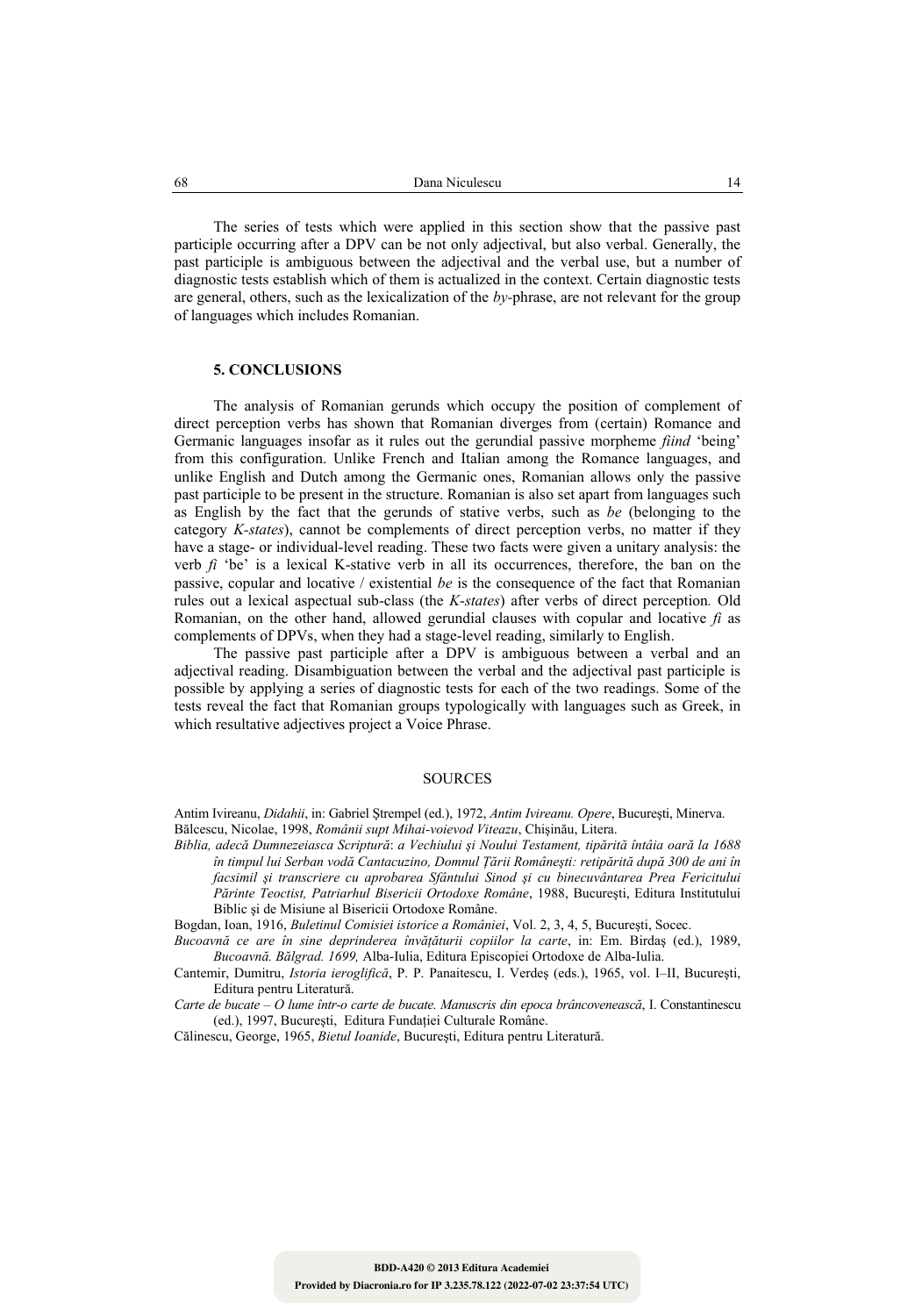The series of tests which were applied in this section show that the passive past participle occurring after a DPV can be not only adjectival, but also verbal. Generally, the past participle is ambiguous between the adjectival and the verbal use, but a number of diagnostic tests establish which of them is actualized in the context. Certain diagnostic tests are general, others, such as the lexicalization of the *by*-phrase, are not relevant for the group of languages which includes Romanian.

## 5. CONCLUSIONS

The analysis of Romanian gerunds which occupy the position of complement of direct perception verbs has shown that Romanian diverges from (certain) Romance and Germanic languages insofar as it rules out the gerundial passive morpheme *fiind* 'being' from this configuration. Unlike French and Italian among the Romance languages, and unlike English and Dutch among the Germanic ones, Romanian allows only the passive past participle to be present in the structure. Romanian is also set apart from languages such as English by the fact that the gerunds of stative verbs, such as *be* (belonging to the category *K-states*), cannot be complements of direct perception verbs, no matter if they have a stage- or individual-level reading. These two facts were given a unitary analysis: the verb *fi* 'be' is a lexical K-stative verb in all its occurrences, therefore, the ban on the passive, copular and locative / existential *be* is the consequence of the fact that Romanian rules out a lexical aspectual sub-class (the *K-states*) after verbs of direct perception. Old Romanian, on the other hand, allowed gerundial clauses with copular and locative *fi* as complements of DPVs, when they had a stage-level reading, similarly to English.

The passive past participle after a DPV is ambiguous between a verbal and an adjectival reading. Disambiguation between the verbal and the adjectival past participle is possible by applying a series of diagnostic tests for each of the two readings. Some of the tests reveal the fact that Romanian groups typologically with languages such as Greek, in which resultative adjectives project a Voice Phrase.

## SOURCES

Antim Ivireanu, *Didahii*, in: Gabriel Ştrempel (ed.), 1972, *Antim Ivireanu. Opere*, Bucureşti, Minerva.

Bălcescu, Nicolae, 1998, *Românii supt Mihai-voievod Viteazu*, Chişinău, Litera.

*Biblia, adecă Dumnezeiasca Scriptură*: *a Vechiului şi Noului Testament, tipărită întâia oară la 1688 în timpul lui Serban vodă Cantacuzino, Domnul Ţării Româneşti: retipărită după 300 de ani în facsimil şi transcriere cu aprobarea Sfântului Sinod şi cu binecuvântarea Prea Fericitului Părinte Teoctist, Patriarhul Bisericii Ortodoxe Române*, 1988, Bucureşti, Editura Institutului Biblic şi de Misiune al Bisericii Ortodoxe Române.

Bogdan, Ioan, 1916, *Buletinul Comisiei istorice a României*, Vol. 2, 3, 4, 5, Bucureşti, Socec.

*Bucoavnă ce are în sine deprinderea învăţăturii copiilor la carte*, in: Em. Birdaş (ed.), 1989, *Bucoavnă. Bălgrad. 1699,* Alba-Iulia, Editura Episcopiei Ortodoxe de Alba-Iulia.

Cantemir, Dumitru, *Istoria ieroglifică*, P. P. Panaitescu, I. Verdeş (eds.), 1965, vol. I–II, Bucureşti, Editura pentru Literatură.

*Carte de bucate – O lume într-o carte de bucate. Manuscris din epoca brâncovenească*, I. Constantinescu (ed.), 1997, Bucureşti, Editura Fundaţiei Culturale Române.

Călinescu, George, 1965, *Bietul Ioanide*, Bucureşti, Editura pentru Literatură.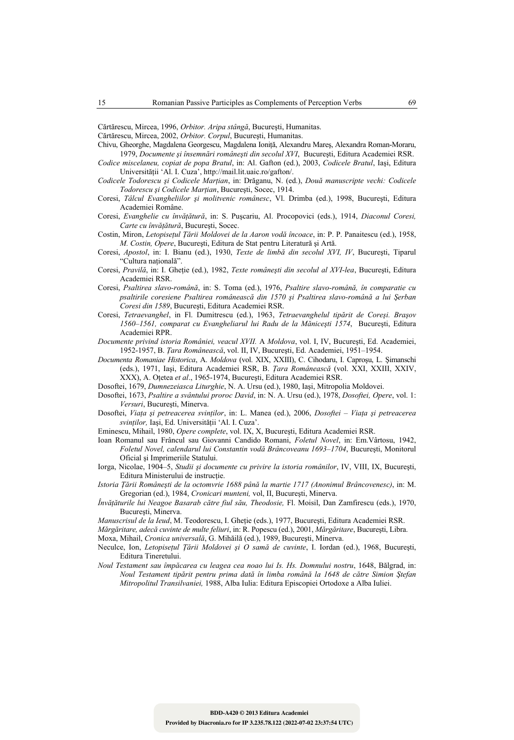Cărtărescu, Mircea, 1996, *Orbitor. Aripa stângă*, Bucureşti, Humanitas.

Cărtărescu, Mircea, 2002, *Orbitor. Corpul*, Bucureşti, Humanitas.

Chivu, Gheorghe, Magdalena Georgescu, Magdalena Ioniţă, Alexandru Mareş, Alexandra Roman-Moraru, 1979, *Documente şi însemnări româneşti din secolul XVI*, Bucureşti, Editura Academiei RSR.

*Codice miscelaneu, copiat de popa Bratul*, in: Al. Gafton (ed.), 2003, *Codicele Bratul*, Iaşi, Editura Universităţii 'Al. I. Cuza', http://mail.lit.uaic.ro/gafton/.

*Codicele Todorescu şi Codicele Marţian*, in: Drăganu, N. (ed.), *Două manuscripte vechi: Codicele Todorescu şi Codicele Marţian*, Bucureşti, Socec, 1914.

Coresi, *Tâlcul Evangheliilor şi molitvenic românesc*, Vl. Drimba (ed.), 1998, Bucureşti, Editura Academiei Române.

Coresi, *Evanghelie cu învăţătură*, in: S. Puşcariu, Al. Procopovici (eds.), 1914, *Diaconul Coresi, Carte cu învăţătură*, Bucureşti, Socec.

Costin, Miron, *Letopiseţul Ţării Moldovei de la Aaron vodă încoace*, in: P. P. Panaitescu (ed.), 1958, *M. Costin, Opere*, Bucureşti, Editura de Stat pentru Literatură şi Artă.

Coresi, *Apostol*, in: I. Bianu (ed.), 1930, *Texte de limbă din secolul XVI, IV*, Bucureşti, Tiparul "Cultura naţională".

Coresi, *Pravilă*, in: I. Gheţie (ed.), 1982, *Texte româneşti din secolul al XVI-lea*, Bucureşti, Editura Academiei RSR.

Coresi, *Psaltirea slavo-română*, in: S. Toma (ed.), 1976, *Psaltire slavo-română, în comparatie cu psaltirile coresiene Psaltirea românească din 1570 şi Psaltirea slavo-română a lui Şerban Coresi din 1589*, Bucureşti, Editura Academiei RSR.

Coresi, *Tetraevanghel*, in Fl. Dumitrescu (ed.), 1963, *Tetraevanghelul tipărit de Coreşi. Braşov 1560–1561, comparat cu Evangheliarul lui Radu de la Măniceşti 1574*, Bucureşti, Editura Academiei RPR.

*Documente privind istoria României, veacul XVII.* A *Moldova*, vol. I, IV, Bucureşti, Ed. Academiei, 1952-1957, B. *Ţara Românească*, vol. II, IV, Bucureşti, Ed. Academiei, 1951–1954.

*Documenta Romaniae Historica*, A. *Moldova* (vol. XIX, XXIII), C. Cihodaru, I. Caproşu, L. Şimanschi (eds.), 1971, Iaşi, Editura Academiei RSR, B. *Ţara Românească* (vol. XXI, XXIII, XXIV, XXX), A. Oţetea *et al*., 1965-1974, Bucureşti, Editura Academiei RSR.

Dosoftei, 1679, *Dumnezeiasca Liturghie*, N. A. Ursu (ed.), 1980, Iaşi, Mitropolia Moldovei.

Dosoftei, 1673, *Psaltire a svântului proroc David*, in: N. A. Ursu (ed.), 1978, *Dosoftei, Opere*, vol. 1: *Versuri*, Bucureşti, Minerva.

Dosoftei, *Viaţa şi petreacerea svinţilor*, in: L. Manea (ed.), 2006, *Dosoftei – Viaţa şi petreacerea svinţilor,* Iaşi, Ed. Universităţii 'Al. I. Cuza'.

Eminescu, Mihail, 1980, *Opere complete*, vol. IX, X, Bucureşti, Editura Academiei RSR.

Ioan Romanul sau Frâncul sau Giovanni Candido Romani, *Foletul Novel*, in: Em.Vârtosu, 1942, *Foletul Novel, calendarul lui Constantin vodă Brâncoveanu 1693–1704*, Bucureşti, Monitorul Oficial şi Imprimeriile Statului.

Iorga, Nicolae, 1904–5, *Studii şi documente cu privire la istoria românilor*, IV, VIII, IX, Bucureşti, Editura Ministerului de instrucţie.

*Istoria Ţării Româneşti de la octomvrie 1688 până la martie 1717 (Anonimul Brâncovenesc)*, in: M. Gregorian (ed.), 1984, *Cronicari munteni,* vol, II, Bucureşti, Minerva.

*Învăţăturile lui Neagoe Basarab către fiul său, Theodosie,* Fl. Moisil, Dan Zamfirescu (eds.), 1970, Bucureşti, Minerva.

*Manuscrisul de la Ieud*, M. Teodorescu, I. Gheţie (eds.), 1977, Bucureşti, Editura Academiei RSR.

*Mărgăritare, adecă cuvinte de multe feliuri*, in: R. Popescu (ed.), 2001, *Mărgăritare*, Bucureşti, Libra.

Moxa, Mihail, *Cronica universală*, G. Mihăilă (ed.), 1989, Bucureşti, Minerva.

Neculce, Ion, *Letopiseţul Ţării Moldovei şi O samă de cuvinte*, I. Iordan (ed.), 1968, Bucureşti, Editura Tineretului.

*Noul Testament sau împăcarea cu leagea cea noao lui Is. Hs. Domnului nostru*, 1648, Bălgrad, in: *Noul Testament tipărit pentru prima dată în limba română la 1648 de către Simion Ştefan Mitropolitul Transilvaniei,* 1988, Alba Iulia: Editura Episcopiei Ortodoxe a Alba Iuliei.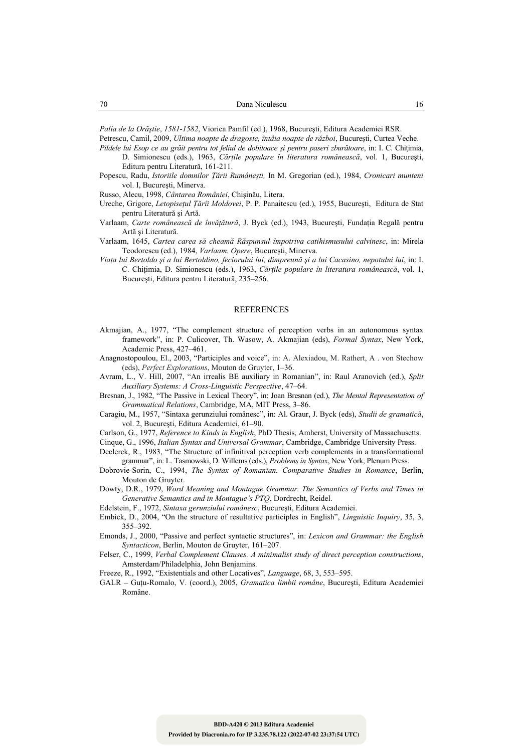*Palia de la Orăştie*, *1581-1582*, Viorica Pamfil (ed.), 1968, Bucureşti, Editura Academiei RSR.

Petrescu, Camil, 2009, *Ultima noapte de dragoste, întâia noapte de război*, Bucureşti, Curtea Veche.

*Pildele lui Esop ce au grăit pentru tot feliul de dobitoace şi pentru paseri zburătoare*, in: I. C. Chiţimia, D. Simionescu (eds.), 1963, *Cărţile populare în literatura românească*, vol. 1, Bucureşti, Editura pentru Literatură, 161-211.

Popescu, Radu, *Istoriile domnilor Ţării Rumâneşti,* In M. Gregorian (ed.), 1984, *Cronicari munteni* vol. I, Bucureşti, Minerva.

Russo, Alecu, 1998, *Cântarea României*, Chişinău, Litera.

Ureche, Grigore, *Letopiseţul Ţării Moldovei*, P. P. Panaitescu (ed.), 1955, Bucureşti, Editura de Stat pentru Literatură şi Artă.

Varlaam, *Carte românească de învăţătură*, J. Byck (ed.), 1943, Bucureşti, Fundaţia Regală pentru Artă şi Literatură.

Varlaam, 1645, *Cartea carea să cheamă Răspunsul împotriva catihismusului calvinesc*, in: Mirela Teodorescu (ed.), 1984, *Varlaam. Opere*, Bucureşti, Minerva.

*Viaţa lui Bertoldo şi a lui Bertoldino, feciorului lui, dimpreună şi a lui Cacasino, nepotului lui*, in: I. C. Chiţimia, D. Simionescu (eds.), 1963, *Cărţile populare în literatura românească*, vol. 1, Bucureşti, Editura pentru Literatură, 235–256.

## REFERENCES

Akmajian, A., 1977, "The complement structure of perception verbs in an autonomous syntax framework", in: P. Culicover, Th. Wasow, A. Akmajian (eds), *Formal Syntax*, New York, Academic Press, 427–461.

Anagnostopoulou, El., 2003, "Participles and voice", in: A. Alexiadou, M. Rathert, A . von Stechow (eds), *Perfect Explorations*, Mouton de Gruyter, 1–36.

Avram, L., V. Hill, 2007, "An irrealis BE auxiliary in Romanian", in: Raul Aranovich (ed.), *Split Auxiliary Systems: A Cross-Linguistic Perspective*, 47–64.

Bresnan, J., 1982, "The Passive in Lexical Theory", in: Joan Bresnan (ed.), *The Mental Representation of Grammatical Relations*, Cambridge, MA, MIT Press, 3–86.

Caragiu, M., 1957, "Sintaxa gerunziului românesc", in: Al. Graur, J. Byck (eds), *Studii de gramatică*, vol. 2, Bucureşti, Editura Academiei, 61–90.

Carlson, G., 1977, *Reference to Kinds in English*, PhD Thesis, Amherst, University of Massachusetts.

Cinque, G., 1996, *Italian Syntax and Universal Grammar*, Cambridge, Cambridge University Press.

Declerck, R., 1983, "The Structure of infinitival perception verb complements in a transformational grammar", in: L. Tasmowski, D. Willems (eds.), *Problems in Syntax*, New York, Plenum Press.

Dobrovie-Sorin, C., 1994, *The Syntax of Romanian. Comparative Studies in Romance*, Berlin, Mouton de Gruyter.

Dowty, D.R., 1979, *Word Meaning and Montague Grammar. The Semantics of Verbs and Times in Generative Semantics and in Montague's PTQ*, Dordrecht, Reidel.

Edelstein, F., 1972, *Sintaxa gerunziului românesc*, Bucureşti, Editura Academiei.

Embick, D., 2004, "On the structure of resultative participles in English", *Linguistic Inquiry*, 35, 3, 355–392.

Emonds, J., 2000, "Passive and perfect syntactic structures", in: *Lexicon and Grammar: the English Syntacticon*, Berlin, Mouton de Gruyter, 161–207.

Felser, C., 1999, *Verbal Complement Clauses. A minimalist study of direct perception constructions*, Amsterdam/Philadelphia, John Benjamins.

Freeze, R., 1992, "Existentials and other Locatives", *Language*, 68, 3, 553–595.

GALR – Guţu-Romalo, V. (coord.), 2005, *Gramatica limbii române*, Bucureşti, Editura Academiei Române.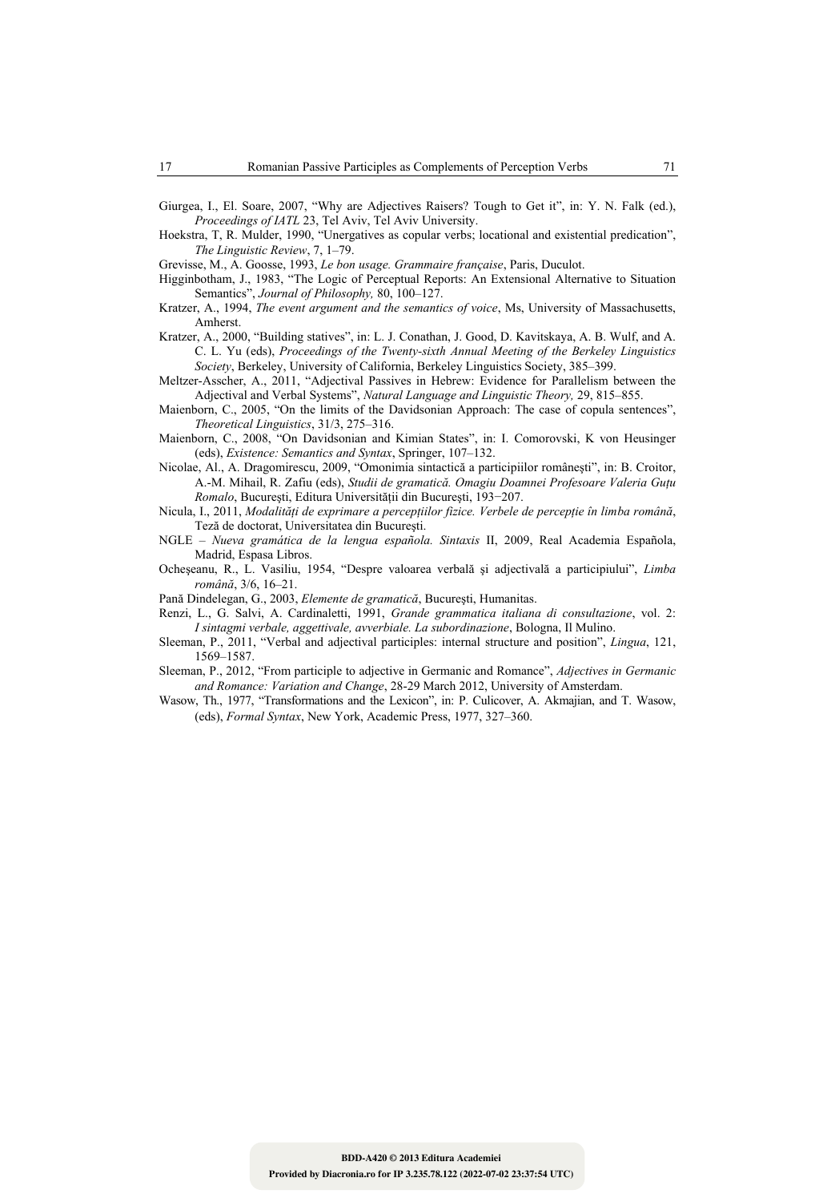Giurgea, I., El. Soare, 2007, "Why are Adjectives Raisers? Tough to Get it", in: Y. N. Falk (ed.), *Proceedings of IATL* 23, Tel Aviv, Tel Aviv University.

Hoekstra, T, R. Mulder, 1990, "Unergatives as copular verbs; locational and existential predication", *The Linguistic Review*, 7, 1–79.

Grevisse, M., A. Goosse, 1993, *Le bon usage. Grammaire française*, Paris, Duculot.

Higginbotham, J., 1983, "The Logic of Perceptual Reports: An Extensional Alternative to Situation Semantics", *Journal of Philosophy,* 80, 100–127.

Kratzer, A., 1994, *The event argument and the semantics of voice*, Ms, University of Massachusetts, Amherst.

Kratzer, A., 2000, "Building statives", in: L. J. Conathan, J. Good, D. Kavitskaya, A. B. Wulf, and A. C. L. Yu (eds), *Proceedings of the Twenty-sixth Annual Meeting of the Berkeley Linguistics Society*, Berkeley, University of California, Berkeley Linguistics Society, 385–399.

Meltzer-Asscher, A., 2011, "Adjectival Passives in Hebrew: Evidence for Parallelism between the Adjectival and Verbal Systems", *Natural Language and Linguistic Theory,* 29, 815–855.

Maienborn, C., 2005, "On the limits of the Davidsonian Approach: The case of copula sentences", *Theoretical Linguistics*, 31/3, 275–316.

Maienborn, C., 2008, "On Davidsonian and Kimian States", in: I. Comorovski, K von Heusinger (eds), *Existence: Semantics and Syntax*, Springer, 107–132.

Nicolae, Al., A. Dragomirescu, 2009, "Omonimia sintactică a participiilor româneşti", in: B. Croitor, A.-M. Mihail, R. Zafiu (eds), *Studii de gramatică. Omagiu Doamnei Profesoare Valeria Guţu Romalo*, Bucureşti, Editura Universităţii din Bucureşti, 193−207.

Nicula, I., 2011, *Modalităţi de exprimare a percepţiilor fizice. Verbele de percepţie în limba română*, Teză de doctorat, Universitatea din Bucureşti.

NGLE – *Nueva gramática de la lengua española. Sintaxis* II, 2009, Real Academia Española, Madrid, Espasa Libros.

Ocheşeanu, R., L. Vasiliu, 1954, "Despre valoarea verbală şi adjectivală a participiului", *Limba română*, 3/6, 16–21.

Pană Dindelegan, G., 2003, *Elemente de gramatică*, Bucureşti, Humanitas.

Renzi, L., G. Salvi, A. Cardinaletti, 1991, *Grande grammatica italiana di consultazione*, vol. 2: *I sintagmi verbale, aggettivale, avverbiale. La subordinazione*, Bologna, Il Mulino.

Sleeman, P., 2011, "Verbal and adjectival participles: internal structure and position", *Lingua*, 121, 1569–1587.

Sleeman, P., 2012, "From participle to adjective in Germanic and Romance", *Adjectives in Germanic and Romance: Variation and Change*, 28-29 March 2012, University of Amsterdam.

Wasow, Th., 1977, "Transformations and the Lexicon", in: P. Culicover, A. Akmajian, and T. Wasow, (eds), *Formal Syntax*, New York, Academic Press, 1977, 327–360.